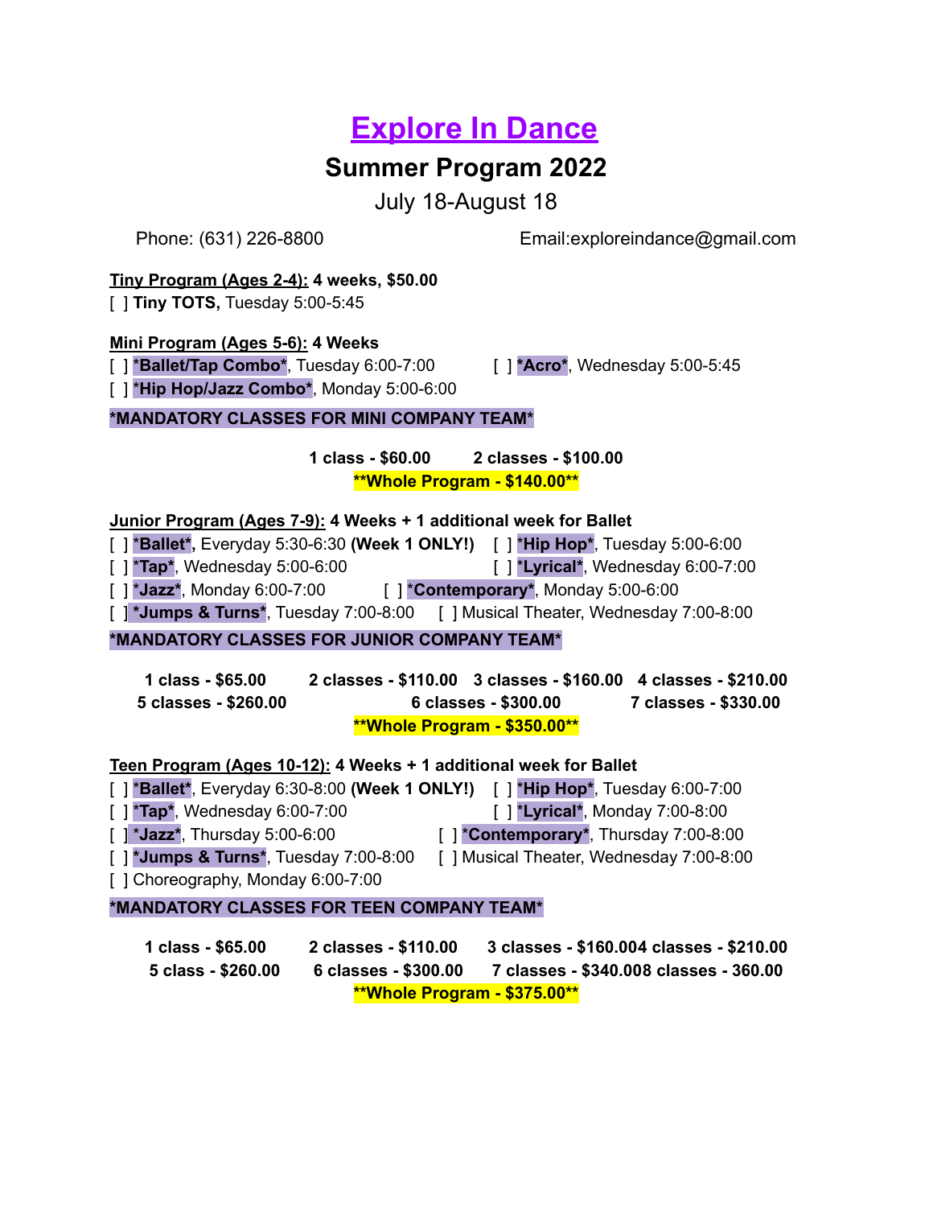# Explore In Dance

## Summer Program 2022

July 18-August 18

Phone: (631) 226-8800 Email:exploreindance@gmail.com

**Tiny Program (Ages 2-4): 4 weeks, $50.00**

[ ] **Tiny TOTS,** Tuesday 5:00-5:45

**Mini Program (Ages 5-6): 4 Weeks**

[ ] ***Ballet/Tap Combo***, Tuesday 6:00-7:00
[ ] ***Acro***, Wednesday 5:00-5:45
[ ] ***Hip Hop/Jazz Combo***, Monday 5:00-6:00

***MANDATORY CLASSES FOR MINI COMPANY TEAM***

**1 class - $60.00** **2 classes - $100.00**

****Whole Program - $140.00****

**Junior Program (Ages 7-9): 4 Weeks + 1 additional week for Ballet**

[ ] ***Ballet*,** Everyday 5:30-6:30 **(Week 1 ONLY!)**
[ ] ***Hip Hop***, Tuesday 5:00-6:00
[ ] ***Tap***, Wednesday 5:00-6:00
[ ] ***Lyrical***, Wednesday 6:00-7:00
[ ] ***Jazz***, Monday 6:00-7:00
[ ] ***Contemporary***, Monday 5:00-6:00
[ ] ***Jumps & Turns***, Tuesday 7:00-8:00
[ ] Musical Theater, Wednesday 7:00-8:00

***MANDATORY CLASSES FOR JUNIOR COMPANY TEAM***

**1 class - $65.00** **2 classes - $110.00** **3 classes - $160.00** **4 classes - $210.00**
**5 classes - $260.00** **6 classes - $300.00** **7 classes - $330.00**

****Whole Program - $350.00****

**Teen Program (Ages 10-12): 4 Weeks + 1 additional week for Ballet**

[ ] ***Ballet***, Everyday 6:30-8:00 **(Week 1 ONLY!)**
[ ] ***Hip Hop***, Tuesday 6:00-7:00
[ ] ***Tap***, Wednesday 6:00-7:00
[ ] ***Lyrical***, Monday 7:00-8:00
[ ] ***Jazz***, Thursday 5:00-6:00
[ ] ***Contemporary***, Thursday 7:00-8:00
[ ] ***Jumps & Turns***, Tuesday 7:00-8:00
[ ] Musical Theater, Wednesday 7:00-8:00
[ ] Choreography, Monday 6:00-7:00

***MANDATORY CLASSES FOR TEEN COMPANY TEAM***

**1 class - $65.00** **2 classes - $110.00** **3 classes - $160.004 classes - $210.00**
**5 class - $260.00** **6 classes - $300.00** **7 classes - $340.008 classes - 360.00**

****Whole Program - $375.00****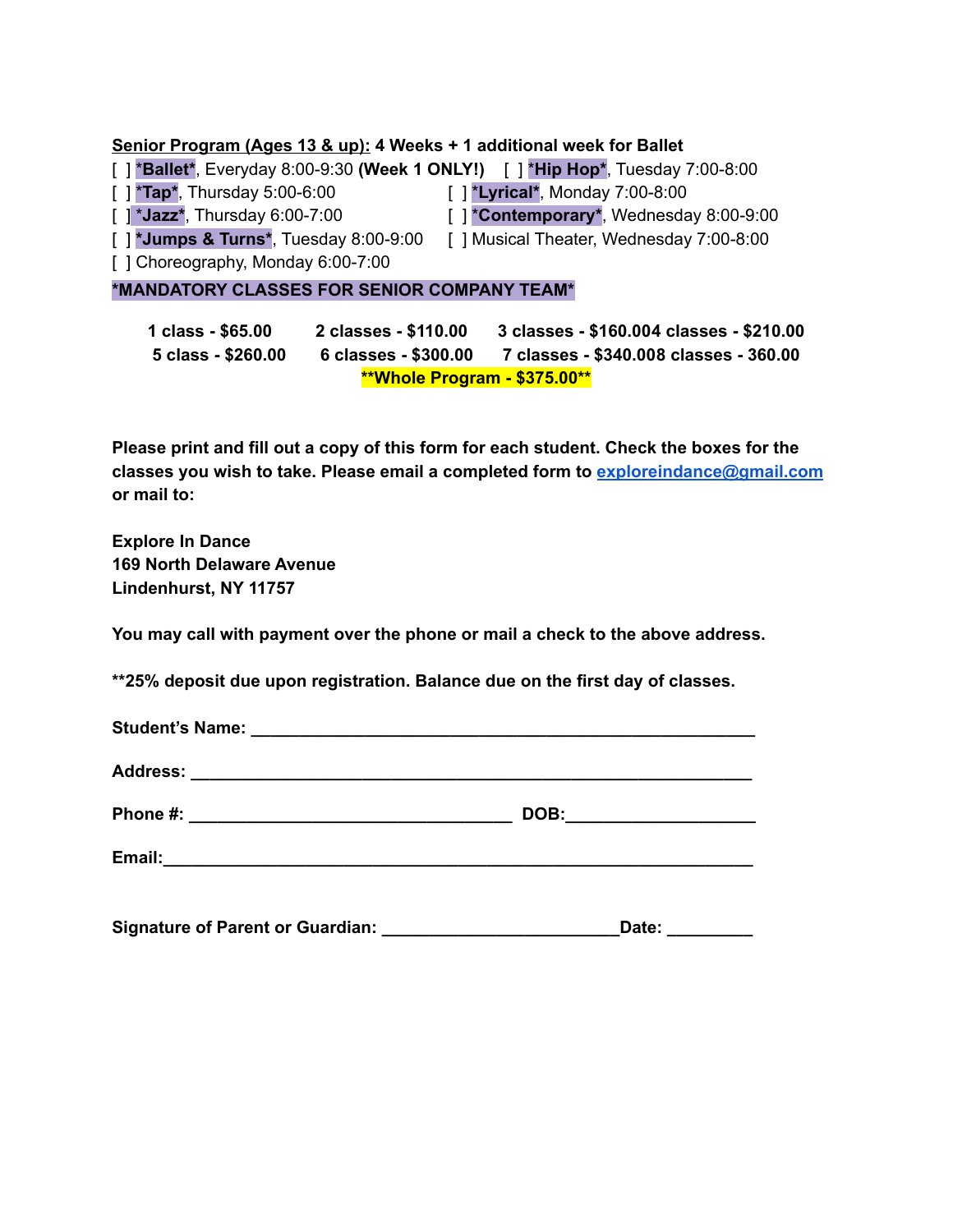**Senior Program (Ages 13 & up):** **4 Weeks + 1 additional week for Ballet**

[ ] ***Ballet***, Everyday 8:00-9:30 **(Week 1 ONLY!)**

[ ] ***Tap***, Thursday 5:00-6:00

[ ] ***Jazz***, Thursday 6:00-7:00

[ ] ***Jumps & Turns***, Tuesday 8:00-9:00

[ ] Choreography, Monday 6:00-7:00

[ ] ***Hip Hop***, Tuesday 7:00-8:00

[ ] ***Lyrical***, Monday 7:00-8:00

[ ] ***Contemporary***, Wednesday 8:00-9:00

[ ] Musical Theater, Wednesday 7:00-8:00

***MANDATORY CLASSES FOR SENIOR COMPANY TEAM***

**1 class - $65.00** **2 classes - $110.00** **3 classes - $160.004 classes - $210.00**

**5 class - $260.00** **6 classes - $300.00** **7 classes - $340.008 classes - 360.00**

****Whole Program - $375.00****

**Please print and fill out a copy of this form for each student. Check the boxes for the classes you wish to take. Please email a completed form to exploreindance@gmail.com or mail to:**

**Explore In Dance**
**169 North Delaware Avenue**
**Lindenhurst, NY 11757**

**You may call with payment over the phone or mail a check to the above address.**

****25% deposit due upon registration. Balance due on the first day of classes.**

**Student's Name:** ______________________________________________

**Address:** ______________________________________________

**Phone #:** ____________________________ **DOB:** ________________

**Email:** ______________________________________________

**Signature of Parent or Guardian:** ____________________ **Date:** ________